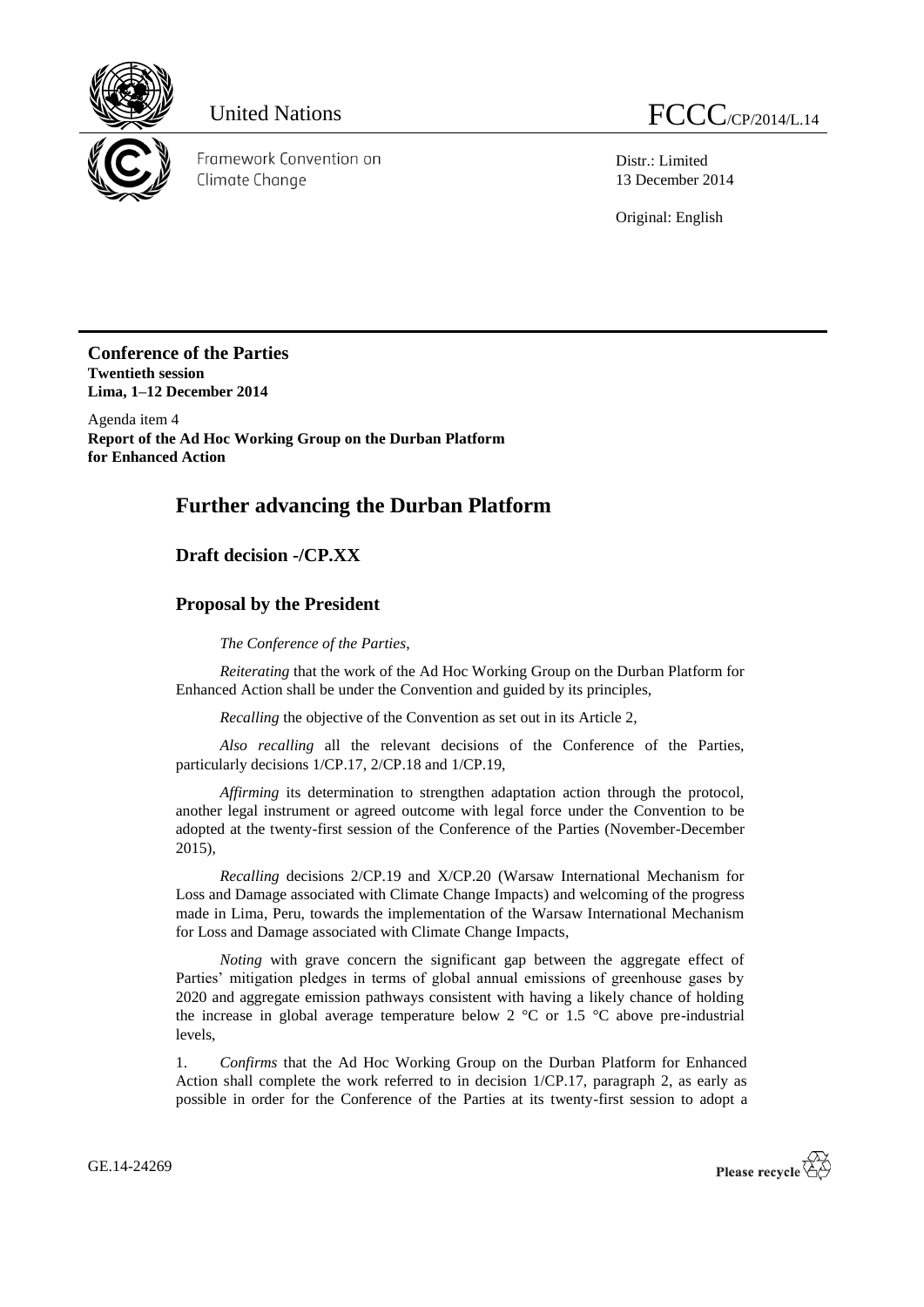United Nations

# FCCC/CP/2014/L.14

Framework Convention on Climate Change

Distr.: Limited
13 December 2014

Original: English

**Conference of the Parties**
**Twentieth session**
**Lima, 1–12 December 2014**

Agenda item 4
**Report of the Ad Hoc Working Group on the Durban Platform for Enhanced Action**

## Further advancing the Durban Platform

### Draft decision -/CP.XX

### Proposal by the President

*The Conference of the Parties*,

*Reiterating* that the work of the Ad Hoc Working Group on the Durban Platform for Enhanced Action shall be under the Convention and guided by its principles,

*Recalling* the objective of the Convention as set out in its Article 2,

*Also recalling* all the relevant decisions of the Conference of the Parties, particularly decisions 1/CP.17, 2/CP.18 and 1/CP.19,

*Affirming* its determination to strengthen adaptation action through the protocol, another legal instrument or agreed outcome with legal force under the Convention to be adopted at the twenty-first session of the Conference of the Parties (November-December 2015),

*Recalling* decisions 2/CP.19 and X/CP.20 (Warsaw International Mechanism for Loss and Damage associated with Climate Change Impacts) and welcoming of the progress made in Lima, Peru, towards the implementation of the Warsaw International Mechanism for Loss and Damage associated with Climate Change Impacts,

*Noting* with grave concern the significant gap between the aggregate effect of Parties' mitigation pledges in terms of global annual emissions of greenhouse gases by 2020 and aggregate emission pathways consistent with having a likely chance of holding the increase in global average temperature below 2 °C or 1.5 °C above pre-industrial levels,

1. *Confirms* that the Ad Hoc Working Group on the Durban Platform for Enhanced Action shall complete the work referred to in decision 1/CP.17, paragraph 2, as early as possible in order for the Conference of the Parties at its twenty-first session to adopt a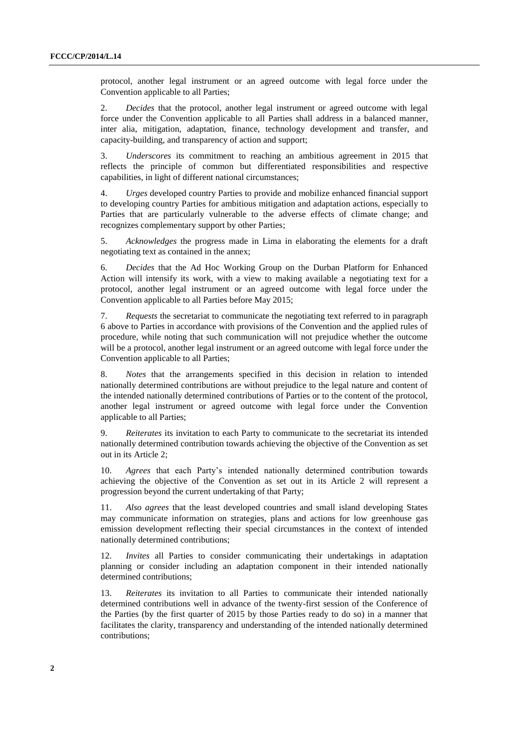protocol, another legal instrument or an agreed outcome with legal force under the Convention applicable to all Parties;

2. *Decides* that the protocol, another legal instrument or agreed outcome with legal force under the Convention applicable to all Parties shall address in a balanced manner, inter alia, mitigation, adaptation, finance, technology development and transfer, and capacity-building, and transparency of action and support;

3. *Underscores* its commitment to reaching an ambitious agreement in 2015 that reflects the principle of common but differentiated responsibilities and respective capabilities, in light of different national circumstances;

4. *Urges* developed country Parties to provide and mobilize enhanced financial support to developing country Parties for ambitious mitigation and adaptation actions, especially to Parties that are particularly vulnerable to the adverse effects of climate change; and recognizes complementary support by other Parties;

5. *Acknowledges* the progress made in Lima in elaborating the elements for a draft negotiating text as contained in the annex;

6. *Decides* that the Ad Hoc Working Group on the Durban Platform for Enhanced Action will intensify its work, with a view to making available a negotiating text for a protocol, another legal instrument or an agreed outcome with legal force under the Convention applicable to all Parties before May 2015;

7. *Requests* the secretariat to communicate the negotiating text referred to in paragraph 6 above to Parties in accordance with provisions of the Convention and the applied rules of procedure, while noting that such communication will not prejudice whether the outcome will be a protocol, another legal instrument or an agreed outcome with legal force under the Convention applicable to all Parties;

8. *Notes* that the arrangements specified in this decision in relation to intended nationally determined contributions are without prejudice to the legal nature and content of the intended nationally determined contributions of Parties or to the content of the protocol, another legal instrument or agreed outcome with legal force under the Convention applicable to all Parties;

9. *Reiterates* its invitation to each Party to communicate to the secretariat its intended nationally determined contribution towards achieving the objective of the Convention as set out in its Article 2;

10. *Agrees* that each Party's intended nationally determined contribution towards achieving the objective of the Convention as set out in its Article 2 will represent a progression beyond the current undertaking of that Party;

11. *Also agrees* that the least developed countries and small island developing States may communicate information on strategies, plans and actions for low greenhouse gas emission development reflecting their special circumstances in the context of intended nationally determined contributions;

12. *Invites* all Parties to consider communicating their undertakings in adaptation planning or consider including an adaptation component in their intended nationally determined contributions;

13. *Reiterates* its invitation to all Parties to communicate their intended nationally determined contributions well in advance of the twenty-first session of the Conference of the Parties (by the first quarter of 2015 by those Parties ready to do so) in a manner that facilitates the clarity, transparency and understanding of the intended nationally determined contributions;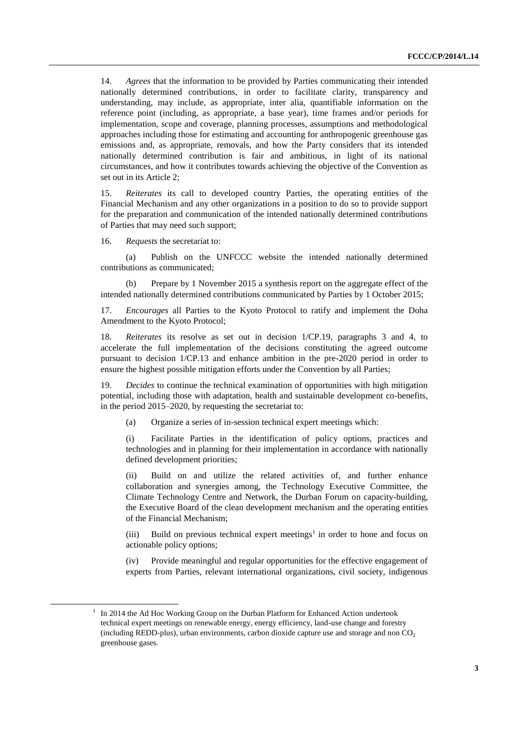14. *Agrees* that the information to be provided by Parties communicating their intended nationally determined contributions, in order to facilitate clarity, transparency and understanding, may include, as appropriate, inter alia, quantifiable information on the reference point (including, as appropriate, a base year), time frames and/or periods for implementation, scope and coverage, planning processes, assumptions and methodological approaches including those for estimating and accounting for anthropogenic greenhouse gas emissions and, as appropriate, removals, and how the Party considers that its intended nationally determined contribution is fair and ambitious, in light of its national circumstances, and how it contributes towards achieving the objective of the Convention as set out in its Article 2;

15. *Reiterates* its call to developed country Parties, the operating entities of the Financial Mechanism and any other organizations in a position to do so to provide support for the preparation and communication of the intended nationally determined contributions of Parties that may need such support;

16. *Requests* the secretariat to:

(a) Publish on the UNFCCC website the intended nationally determined contributions as communicated;

(b) Prepare by 1 November 2015 a synthesis report on the aggregate effect of the intended nationally determined contributions communicated by Parties by 1 October 2015;

17. *Encourages* all Parties to the Kyoto Protocol to ratify and implement the Doha Amendment to the Kyoto Protocol;

18. *Reiterates* its resolve as set out in decision 1/CP.19, paragraphs 3 and 4, to accelerate the full implementation of the decisions constituting the agreed outcome pursuant to decision 1/CP.13 and enhance ambition in the pre-2020 period in order to ensure the highest possible mitigation efforts under the Convention by all Parties;

19. *Decides* to continue the technical examination of opportunities with high mitigation potential, including those with adaptation, health and sustainable development co-benefits, in the period 2015–2020, by requesting the secretariat to:

(a) Organize a series of in-session technical expert meetings which:

(i) Facilitate Parties in the identification of policy options, practices and technologies and in planning for their implementation in accordance with nationally defined development priorities;

(ii) Build on and utilize the related activities of, and further enhance collaboration and synergies among, the Technology Executive Committee, the Climate Technology Centre and Network, the Durban Forum on capacity-building, the Executive Board of the clean development mechanism and the operating entities of the Financial Mechanism;

(iii) Build on previous technical expert meetings[1] in order to hone and focus on actionable policy options;

(iv) Provide meaningful and regular opportunities for the effective engagement of experts from Parties, relevant international organizations, civil society, indigenous

---

[1] In 2014 the Ad Hoc Working Group on the Durban Platform for Enhanced Action undertook technical expert meetings on renewable energy, energy efficiency, land-use change and forestry (including REDD-plus), urban environments, carbon dioxide capture use and storage and non $CO_2$ greenhouse gases.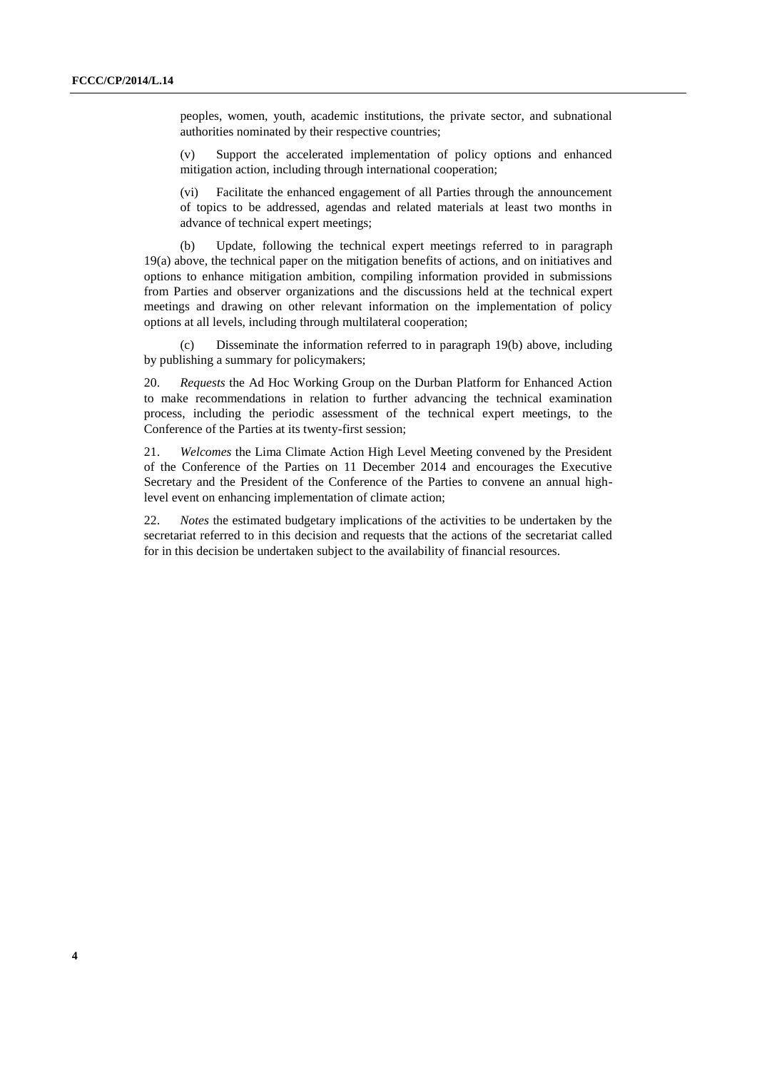peoples, women, youth, academic institutions, the private sector, and subnational authorities nominated by their respective countries;

(v) Support the accelerated implementation of policy options and enhanced mitigation action, including through international cooperation;

(vi) Facilitate the enhanced engagement of all Parties through the announcement of topics to be addressed, agendas and related materials at least two months in advance of technical expert meetings;

(b) Update, following the technical expert meetings referred to in paragraph 19(a) above, the technical paper on the mitigation benefits of actions, and on initiatives and options to enhance mitigation ambition, compiling information provided in submissions from Parties and observer organizations and the discussions held at the technical expert meetings and drawing on other relevant information on the implementation of policy options at all levels, including through multilateral cooperation;

(c) Disseminate the information referred to in paragraph 19(b) above, including by publishing a summary for policymakers;

20. *Requests* the Ad Hoc Working Group on the Durban Platform for Enhanced Action to make recommendations in relation to further advancing the technical examination process, including the periodic assessment of the technical expert meetings, to the Conference of the Parties at its twenty-first session;

21. *Welcomes* the Lima Climate Action High Level Meeting convened by the President of the Conference of the Parties on 11 December 2014 and encourages the Executive Secretary and the President of the Conference of the Parties to convene an annual high-level event on enhancing implementation of climate action;

22. *Notes* the estimated budgetary implications of the activities to be undertaken by the secretariat referred to in this decision and requests that the actions of the secretariat called for in this decision be undertaken subject to the availability of financial resources.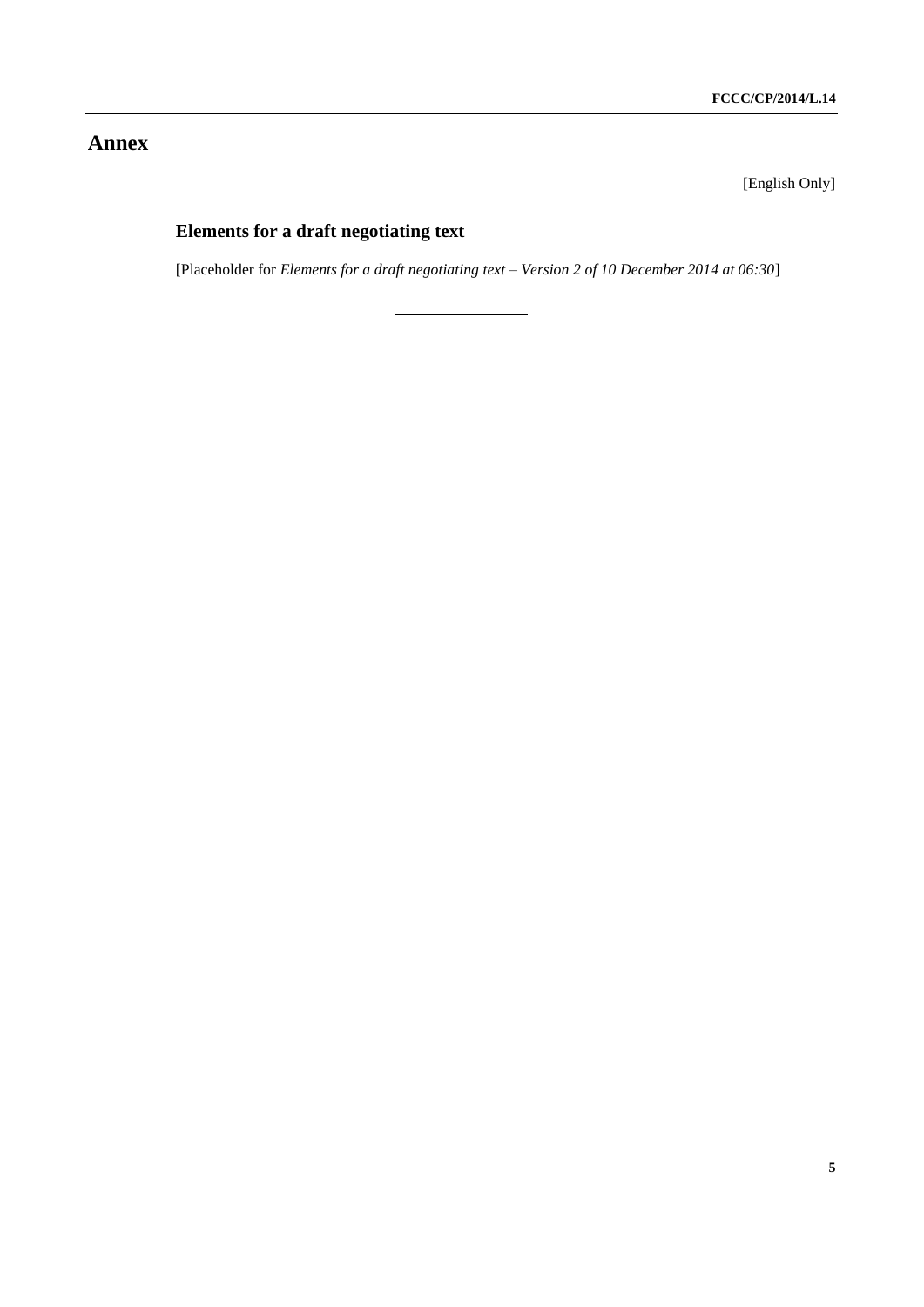# Annex

[English Only]

## Elements for a draft negotiating text

[Placeholder for *Elements for a draft negotiating text – Version 2 of 10 December 2014 at 06:30*]